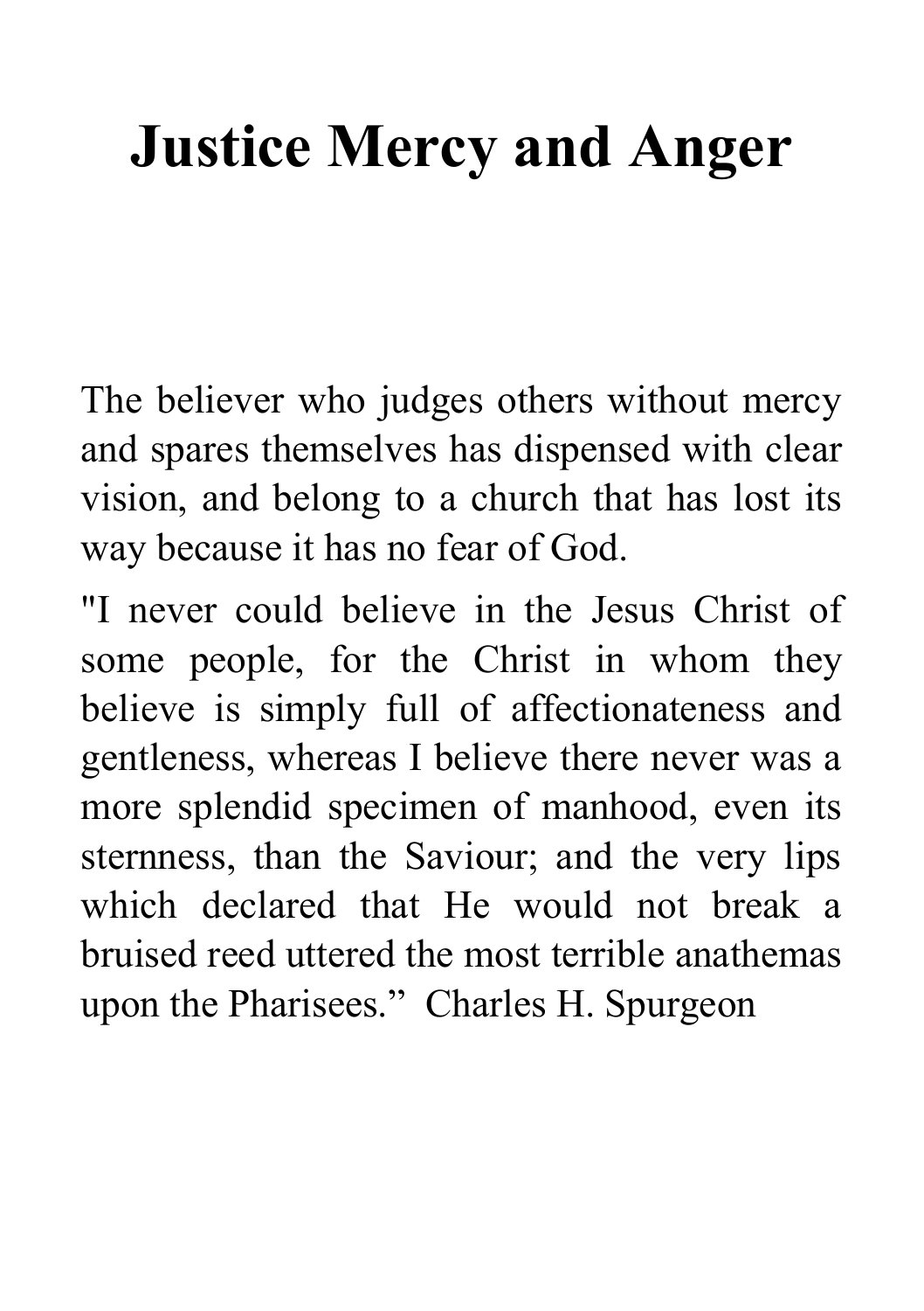# Justice Mercy and Anger

The believer who judges others without mercy and spares themselves has dispensed with clear vision, and belong to a church that has lost its way because it has no fear of God.

"I never could believe in the Jesus Christ of some people, for the Christ in whom they believe is simply full of affectionateness and gentleness, whereas I believe there never was a more splendid specimen of manhood, even its sternness, than the Saviour; and the very lips which declared that He would not break a bruised reed uttered the most terrible anathemas upon the Pharisees." Charles H. Spurgeon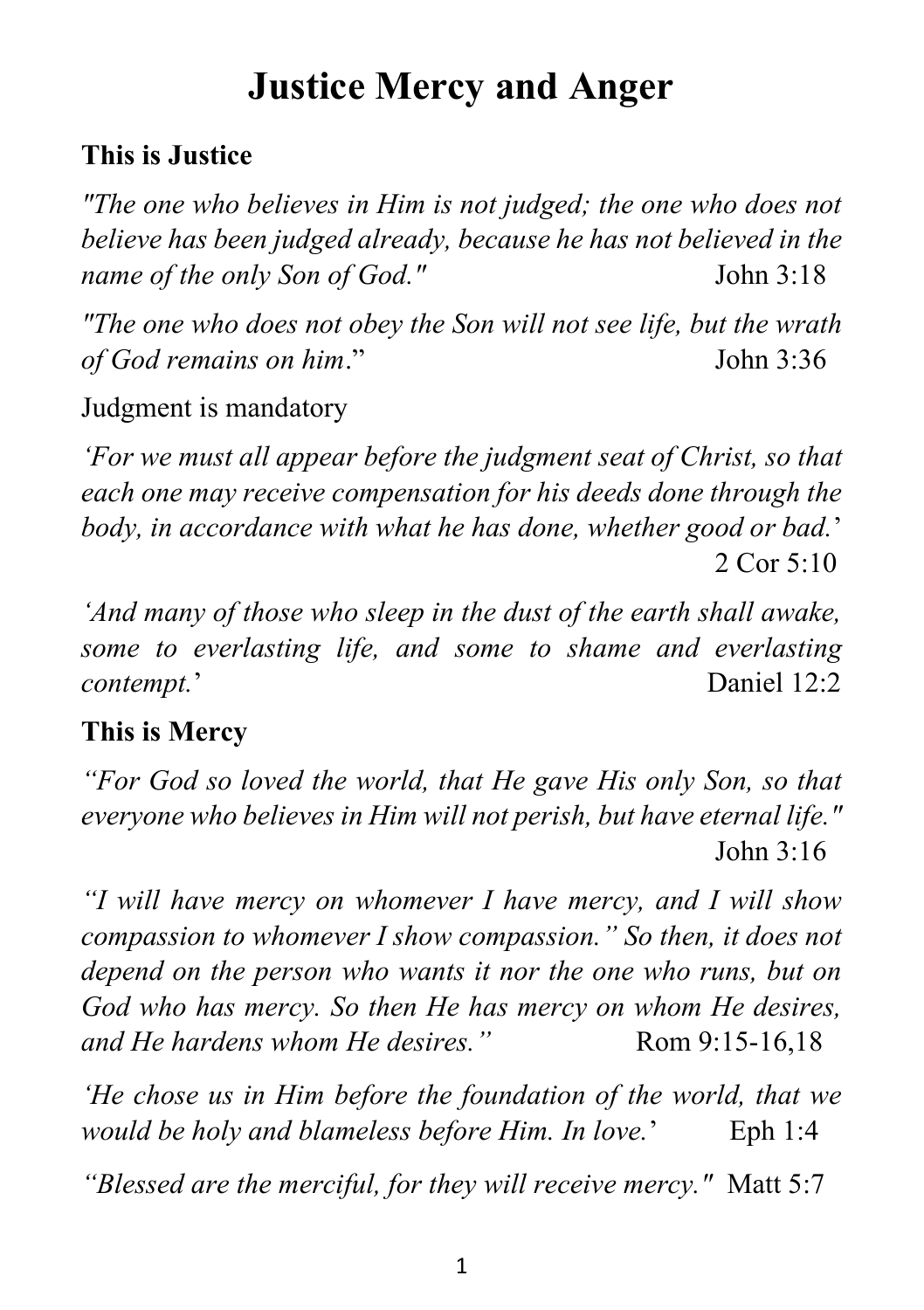# Justice Mercy and Anger

**This is Justice**

*"The one who believes in Him is not judged; the one who does not believe has been judged already, because he has not believed in the name of the only Son of God."* John 3:18

*"The one who does not obey the Son will not see life, but the wrath of God remains on him*." John 3:36

Judgment is mandatory

*'For we must all appear before the judgment seat of Christ, so that each one may receive compensation for his deeds done through the body, in accordance with what he has done, whether good or bad.*' 2 Cor 5:10

*'And many of those who sleep in the dust of the earth shall awake, some to everlasting life, and some to shame and everlasting contempt.*' Daniel 12:2

**This is Mercy**

*"For God so loved the world, that He gave His only Son, so that everyone who believes in Him will not perish, but have eternal life."* John 3:16

*"I will have mercy on whomever I have mercy, and I will show compassion to whomever I show compassion." So then, it does not depend on the person who wants it nor the one who runs, but on God who has mercy. So then He has mercy on whom He desires, and He hardens whom He desires."* Rom 9:15-16,18

*'He chose us in Him before the foundation of the world, that we would be holy and blameless before Him. In love.*' Eph 1:4

*"Blessed are the merciful, for they will receive mercy."* Matt 5:7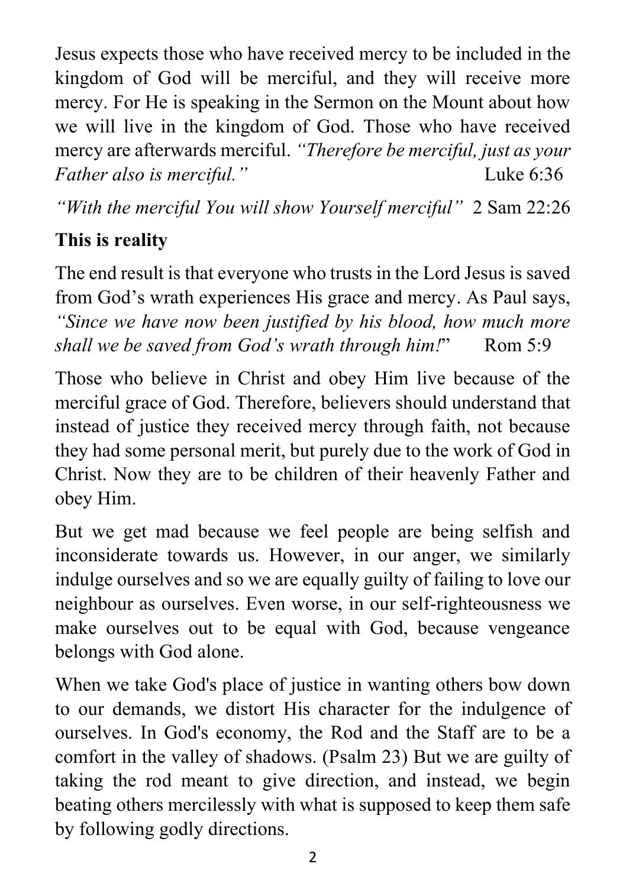Jesus expects those who have received mercy to be included in the kingdom of God will be merciful, and they will receive more mercy. For He is speaking in the Sermon on the Mount about how we will live in the kingdom of God. Those who have received mercy are afterwards merciful. *"Therefore be merciful, just as your Father also is merciful."* Luke 6:36

*"With the merciful You will show Yourself merciful"* 2 Sam 22:26

**This is reality**

The end result is that everyone who trusts in the Lord Jesus is saved from God's wrath experiences His grace and mercy. As Paul says, *"Since we have now been justified by his blood, how much more shall we be saved from God's wrath through him!*" Rom 5:9

Those who believe in Christ and obey Him live because of the merciful grace of God. Therefore, believers should understand that instead of justice they received mercy through faith, not because they had some personal merit, but purely due to the work of God in Christ. Now they are to be children of their heavenly Father and obey Him.

But we get mad because we feel people are being selfish and inconsiderate towards us. However, in our anger, we similarly indulge ourselves and so we are equally guilty of failing to love our neighbour as ourselves. Even worse, in our self-righteousness we make ourselves out to be equal with God, because vengeance belongs with God alone.

When we take God's place of justice in wanting others bow down to our demands, we distort His character for the indulgence of ourselves. In God's economy, the Rod and the Staff are to be a comfort in the valley of shadows. (Psalm 23) But we are guilty of taking the rod meant to give direction, and instead, we begin beating others mercilessly with what is supposed to keep them safe by following godly directions.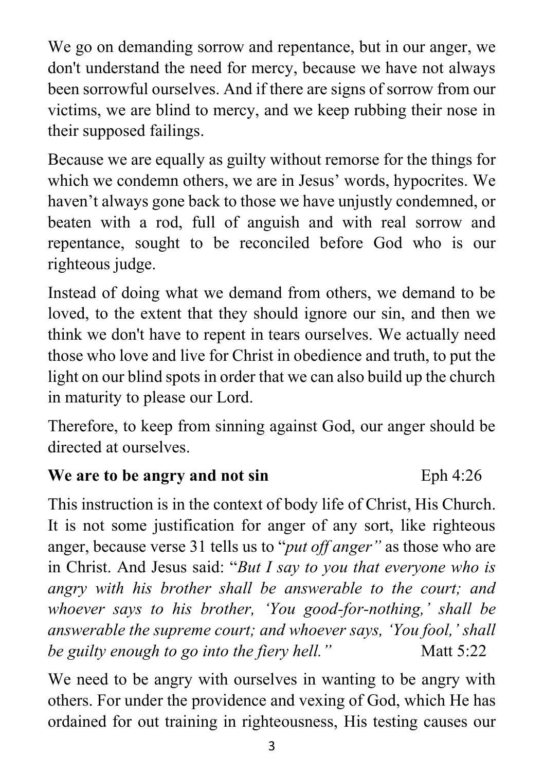We go on demanding sorrow and repentance, but in our anger, we don't understand the need for mercy, because we have not always been sorrowful ourselves. And if there are signs of sorrow from our victims, we are blind to mercy, and we keep rubbing their nose in their supposed failings.

Because we are equally as guilty without remorse for the things for which we condemn others, we are in Jesus' words, hypocrites. We haven't always gone back to those we have unjustly condemned, or beaten with a rod, full of anguish and with real sorrow and repentance, sought to be reconciled before God who is our righteous judge.

Instead of doing what we demand from others, we demand to be loved, to the extent that they should ignore our sin, and then we think we don't have to repent in tears ourselves. We actually need those who love and live for Christ in obedience and truth, to put the light on our blind spots in order that we can also build up the church in maturity to please our Lord.

Therefore, to keep from sinning against God, our anger should be directed at ourselves.

**We are to be angry and not sin** Eph 4:26

This instruction is in the context of body life of Christ, His Church. It is not some justification for anger of any sort, like righteous anger, because verse 31 tells us to "*put off anger"* as those who are in Christ. And Jesus said: "*But I say to you that everyone who is angry with his brother shall be answerable to the court; and whoever says to his brother, 'You good-for-nothing,' shall be answerable the supreme court; and whoever says, 'You fool,' shall be guilty enough to go into the fiery hell."* Matt 5:22

We need to be angry with ourselves in wanting to be angry with others. For under the providence and vexing of God, which He has ordained for out training in righteousness, His testing causes our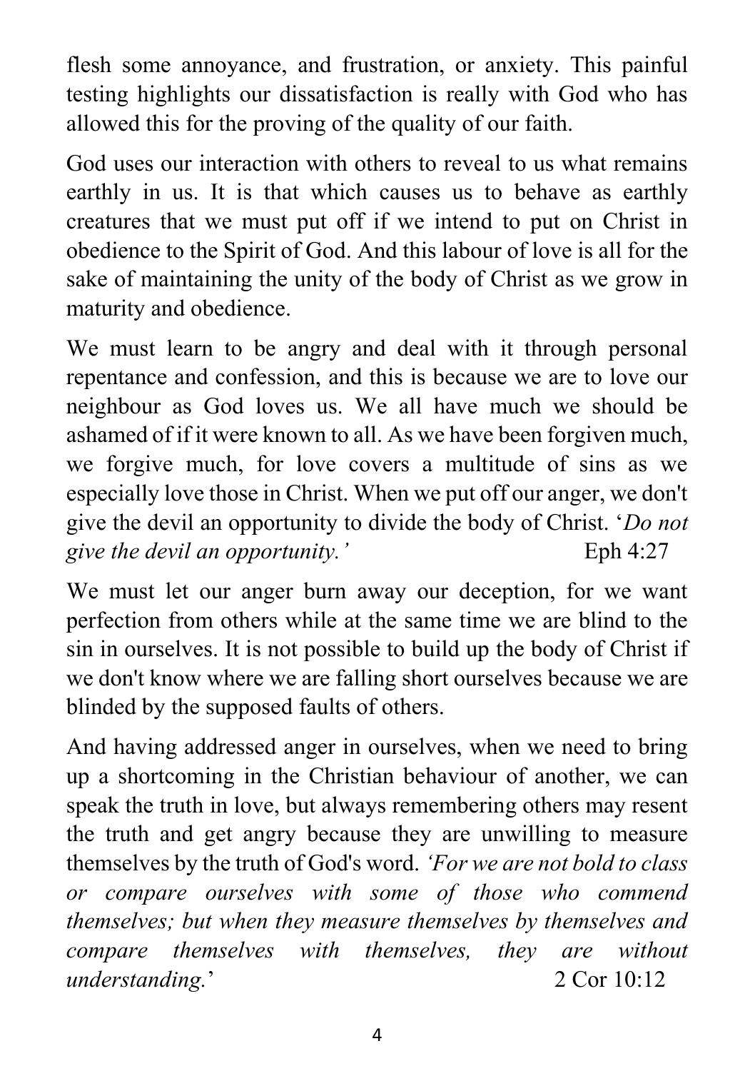flesh some annoyance, and frustration, or anxiety. This painful testing highlights our dissatisfaction is really with God who has allowed this for the proving of the quality of our faith.

God uses our interaction with others to reveal to us what remains earthly in us. It is that which causes us to behave as earthly creatures that we must put off if we intend to put on Christ in obedience to the Spirit of God. And this labour of love is all for the sake of maintaining the unity of the body of Christ as we grow in maturity and obedience.

We must learn to be angry and deal with it through personal repentance and confession, and this is because we are to love our neighbour as God loves us. We all have much we should be ashamed of if it were known to all. As we have been forgiven much, we forgive much, for love covers a multitude of sins as we especially love those in Christ. When we put off our anger, we don't give the devil an opportunity to divide the body of Christ. '*Do not give the devil an opportunity.'* Eph 4:27

We must let our anger burn away our deception, for we want perfection from others while at the same time we are blind to the sin in ourselves. It is not possible to build up the body of Christ if we don't know where we are falling short ourselves because we are blinded by the supposed faults of others.

And having addressed anger in ourselves, when we need to bring up a shortcoming in the Christian behaviour of another, we can speak the truth in love, but always remembering others may resent the truth and get angry because they are unwilling to measure themselves by the truth of God's word. *'For we are not bold to class or compare ourselves with some of those who commend themselves; but when they measure themselves by themselves and compare themselves with themselves, they are without understanding.*' 2 Cor 10:12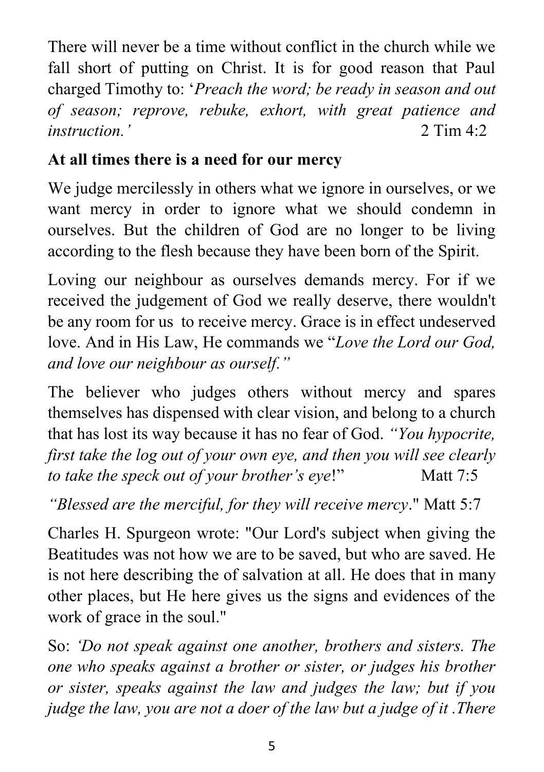There will never be a time without conflict in the church while we fall short of putting on Christ. It is for good reason that Paul charged Timothy to: '*Preach the word; be ready in season and out of season; reprove, rebuke, exhort, with great patience and instruction.'* 2 Tim 4:2

**At all times there is a need for our mercy**

We judge mercilessly in others what we ignore in ourselves, or we want mercy in order to ignore what we should condemn in ourselves. But the children of God are no longer to be living according to the flesh because they have been born of the Spirit.

Loving our neighbour as ourselves demands mercy. For if we received the judgement of God we really deserve, there wouldn't be any room for us to receive mercy. Grace is in effect undeserved love. And in His Law, He commands we "*Love the Lord our God, and love our neighbour as ourself."*

The believer who judges others without mercy and spares themselves has dispensed with clear vision, and belong to a church that has lost its way because it has no fear of God. *"You hypocrite, first take the log out of your own eye, and then you will see clearly to take the speck out of your brother's eye*!" Matt 7:5

*"Blessed are the merciful, for they will receive mercy*." Matt 5:7

Charles H. Spurgeon wrote: "Our Lord's subject when giving the Beatitudes was not how we are to be saved, but who are saved. He is not here describing the of salvation at all. He does that in many other places, but He here gives us the signs and evidences of the work of grace in the soul."

So: *'Do not speak against one another, brothers and sisters. The one who speaks against a brother or sister, or judges his brother or sister, speaks against the law and judges the law; but if you judge the law, you are not a doer of the law but a judge of it .There*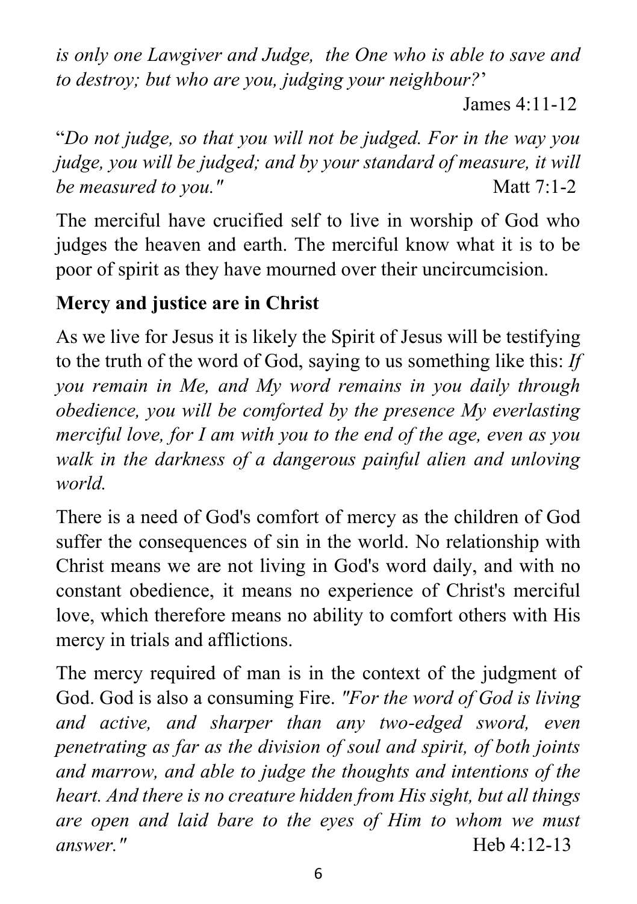*is only one Lawgiver and Judge, the One who is able to save and to destroy; but who are you, judging your neighbour?*'

James 4:11-12

"*Do not judge, so that you will not be judged. For in the way you judge, you will be judged; and by your standard of measure, it will be measured to you."* Matt 7:1-2

The merciful have crucified self to live in worship of God who judges the heaven and earth. The merciful know what it is to be poor of spirit as they have mourned over their uncircumcision.

**Mercy and justice are in Christ**

As we live for Jesus it is likely the Spirit of Jesus will be testifying to the truth of the word of God, saying to us something like this: *If you remain in Me, and My word remains in you daily through obedience, you will be comforted by the presence My everlasting merciful love, for I am with you to the end of the age, even as you walk in the darkness of a dangerous painful alien and unloving world.*

There is a need of God's comfort of mercy as the children of God suffer the consequences of sin in the world. No relationship with Christ means we are not living in God's word daily, and with no constant obedience, it means no experience of Christ's merciful love, which therefore means no ability to comfort others with His mercy in trials and afflictions.

The mercy required of man is in the context of the judgment of God. God is also a consuming Fire. *"For the word of God is living and active, and sharper than any two-edged sword, even penetrating as far as the division of soul and spirit, of both joints and marrow, and able to judge the thoughts and intentions of the heart. And there is no creature hidden from His sight, but all things are open and laid bare to the eyes of Him to whom we must answer."* Heb 4:12-13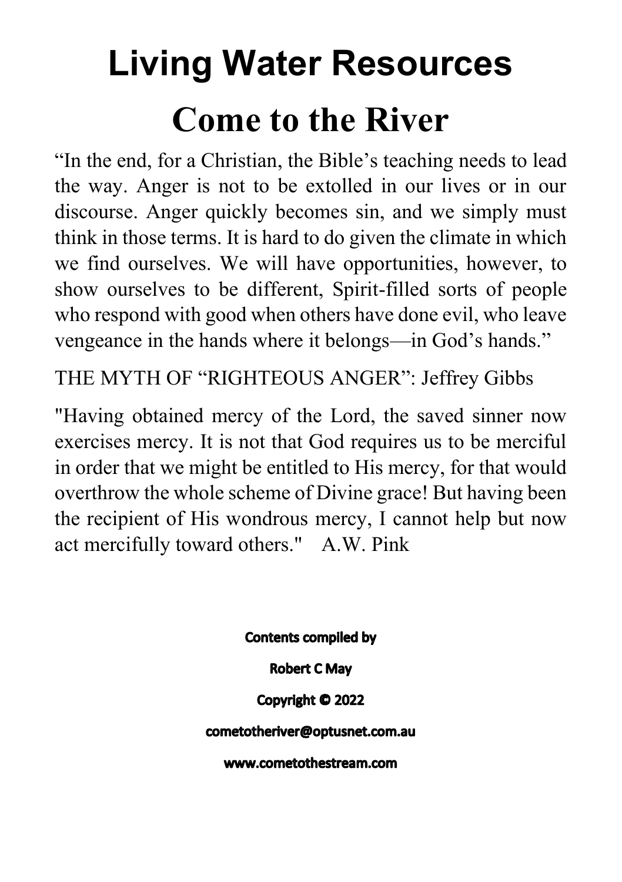# Living Water Resources

# Come to the River

"In the end, for a Christian, the Bible's teaching needs to lead the way. Anger is not to be extolled in our lives or in our discourse. Anger quickly becomes sin, and we simply must think in those terms. It is hard to do given the climate in which we find ourselves. We will have opportunities, however, to show ourselves to be different, Spirit-filled sorts of people who respond with good when others have done evil, who leave vengeance in the hands where it belongs—in God's hands."

THE MYTH OF "RIGHTEOUS ANGER": Jeffrey Gibbs

"Having obtained mercy of the Lord, the saved sinner now exercises mercy. It is not that God requires us to be merciful in order that we might be entitled to His mercy, for that would overthrow the whole scheme of Divine grace! But having been the recipient of His wondrous mercy, I cannot help but now act mercifully toward others." A.W. Pink

**Contents compiled by**

**Robert C May**

**Copyright © 2022**

**cometotheriver@optusnet.com.au**

**www.cometothestream.com**